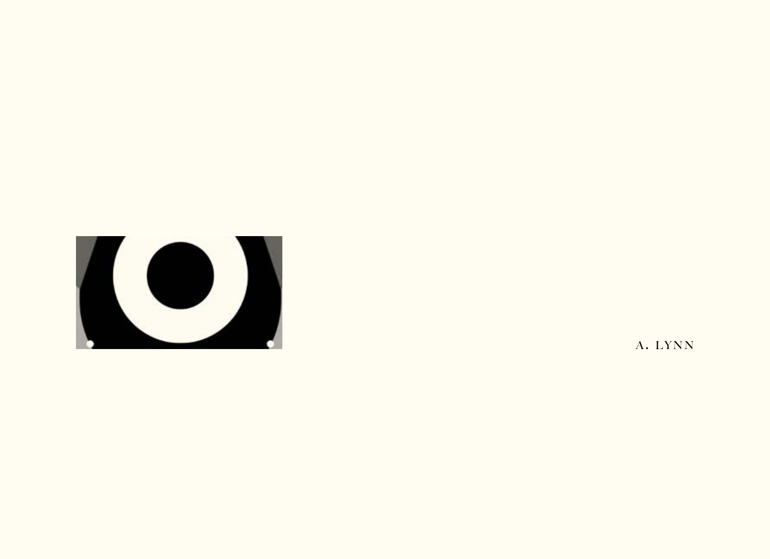A. LYNN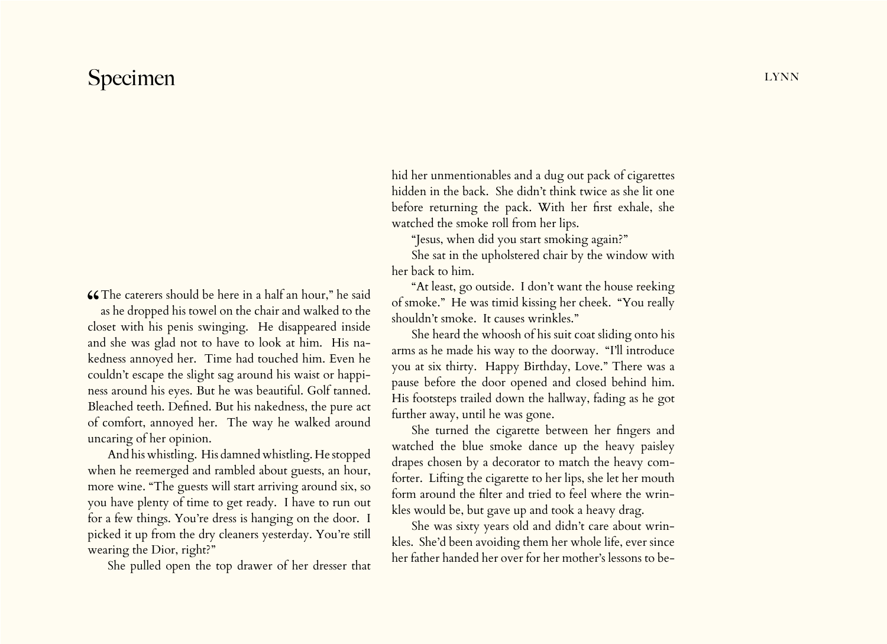# Specimen

"The caterers should be here in a half an hour," he said as he dropped his towel on the chair and walked to the closet with his penis swinging. He disappeared inside and she was glad not to have to look at him. His nakedness annoyed her. Time had touched him. Even he couldn't escape the slight sag around his waist or happiness around his eyes. But he was beautiful. Golf tanned. Bleached teeth. Defined. But his nakedness, the pure act of comfort, annoyed her. The way he walked around uncaring of her opinion.

And his whistling. His damned whistling. He stopped when he reemerged and rambled about guests, an hour, more wine. "The guests will start arriving around six, so you have plenty of time to get ready. I have to run out for a few things. You're dress is hanging on the door. I picked it up from the dry cleaners yesterday. You're still wearing the Dior, right?"

She pulled open the top drawer of her dresser that hid her unmentionables and a dug out pack of cigarettes hidden in the back. She didn't think twice as she lit one before returning the pack. With her first exhale, she watched the smoke roll from her lips.

"Jesus, when did you start smoking again?"

She sat in the upholstered chair by the window with her back to him.

"At least, go outside. I don't want the house reeking of smoke." He was timid kissing her cheek. "You really shouldn't smoke. It causes wrinkles."

She heard the whoosh of his suit coat sliding onto his arms as he made his way to the doorway. "I'll introduce you at six thirty. Happy Birthday, Love." There was a pause before the door opened and closed behind him. His footsteps trailed down the hallway, fading as he got further away, until he was gone.

She turned the cigarette between her fingers and watched the blue smoke dance up the heavy paisley drapes chosen by a decorator to match the heavy comforter. Lifting the cigarette to her lips, she let her mouth form around the filter and tried to feel where the wrinkles would be, but gave up and took a heavy drag.

She was sixty years old and didn't care about wrinkles. She'd been avoiding them her whole life, ever since her father handed her over for her mother's lessons to be-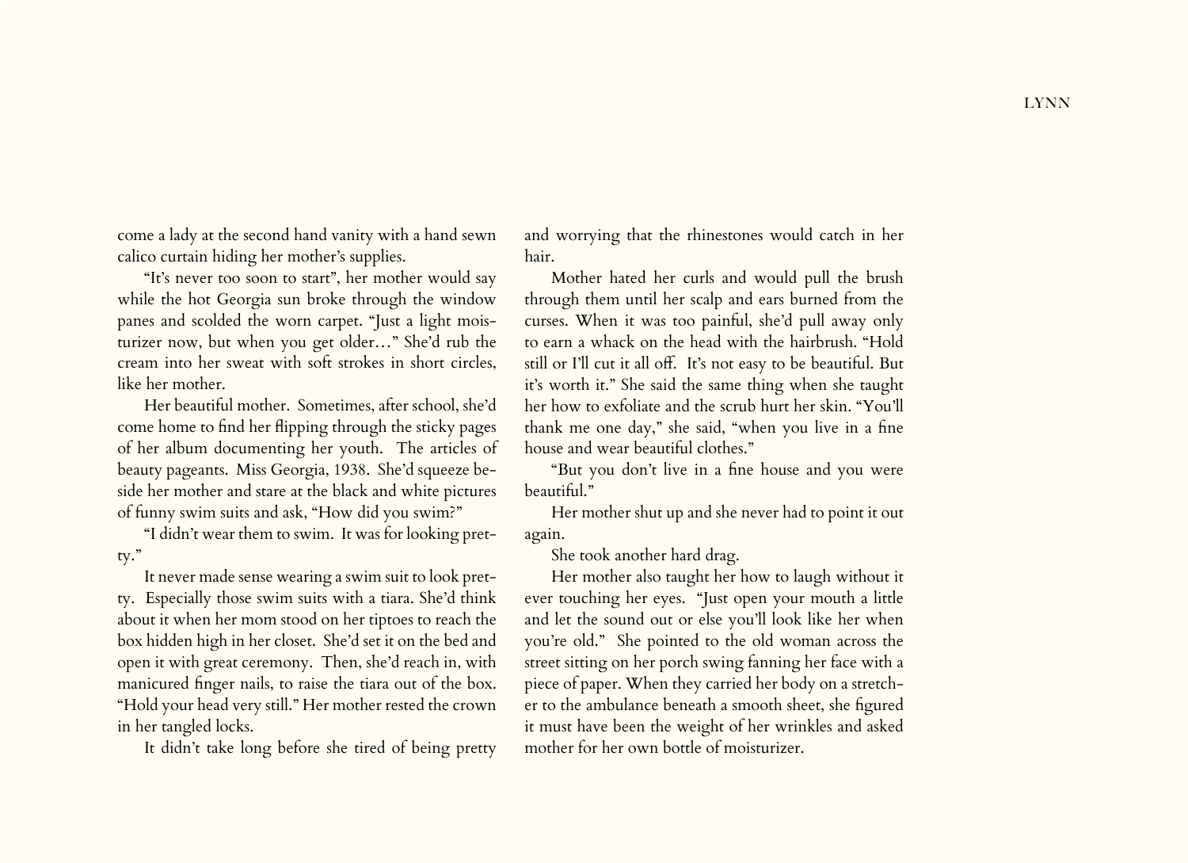come a lady at the second hand vanity with a hand sewn calico curtain hiding her mother's supplies.

"It's never too soon to start", her mother would say while the hot Georgia sun broke through the window panes and scolded the worn carpet. "Just a light moisturizer now, but when you get older…" She'd rub the cream into her sweat with soft strokes in short circles, like her mother.

Her beautiful mother. Sometimes, after school, she'd come home to find her flipping through the sticky pages of her album documenting her youth. The articles of beauty pageants. Miss Georgia, 1938. She'd squeeze beside her mother and stare at the black and white pictures of funny swim suits and ask, "How did you swim?"

"I didn't wear them to swim. It was for looking pretty."

It never made sense wearing a swim suit to look pretty. Especially those swim suits with a tiara. She'd think about it when her mom stood on her tiptoes to reach the box hidden high in her closet. She'd set it on the bed and open it with great ceremony. Then, she'd reach in, with manicured finger nails, to raise the tiara out of the box. "Hold your head very still." Her mother rested the crown in her tangled locks.

It didn't take long before she tired of being pretty and worrying that the rhinestones would catch in her hair.

Mother hated her curls and would pull the brush through them until her scalp and ears burned from the curses. When it was too painful, she'd pull away only to earn a whack on the head with the hairbrush. "Hold still or I'll cut it all off. It's not easy to be beautiful. But it's worth it." She said the same thing when she taught her how to exfoliate and the scrub hurt her skin. "You'll thank me one day," she said, "when you live in a fine house and wear beautiful clothes."

"But you don't live in a fine house and you were beautiful."

Her mother shut up and she never had to point it out again.

She took another hard drag.

Her mother also taught her how to laugh without it ever touching her eyes. "Just open your mouth a little and let the sound out or else you'll look like her when you're old." She pointed to the old woman across the street sitting on her porch swing fanning her face with a piece of paper. When they carried her body on a stretcher to the ambulance beneath a smooth sheet, she figured it must have been the weight of her wrinkles and asked mother for her own bottle of moisturizer.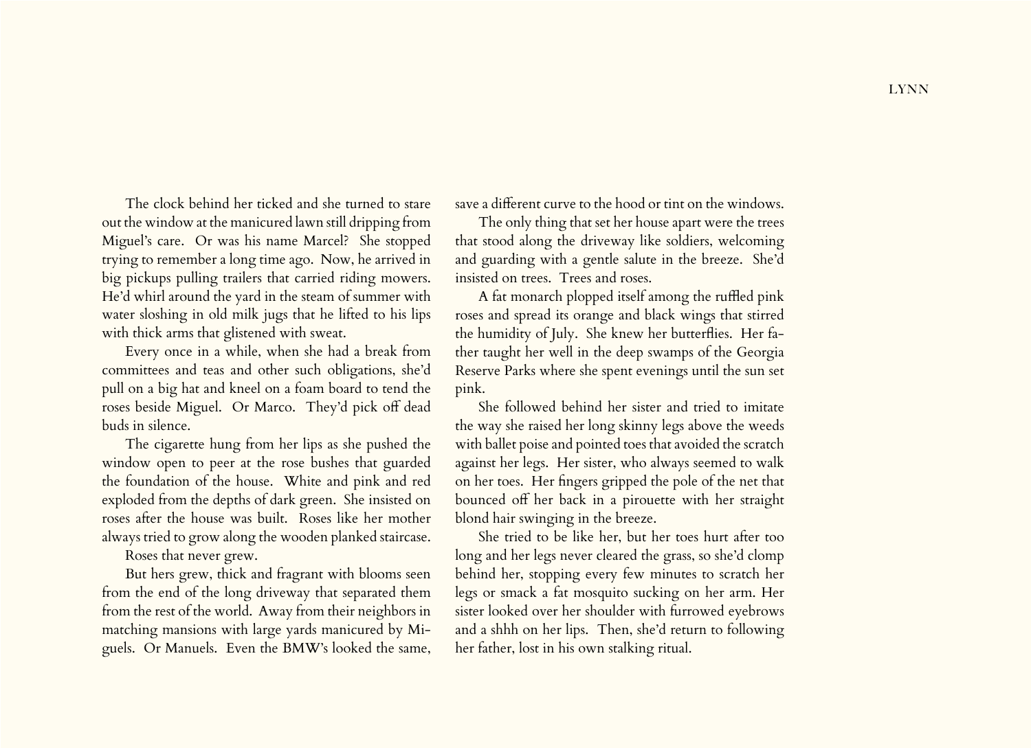The clock behind her ticked and she turned to stare out the window at the manicured lawn still dripping from Miguel's care. Or was his name Marcel? She stopped trying to remember a long time ago. Now, he arrived in big pickups pulling trailers that carried riding mowers. He'd whirl around the yard in the steam of summer with water sloshing in old milk jugs that he lifted to his lips with thick arms that glistened with sweat.

Every once in a while, when she had a break from committees and teas and other such obligations, she'd pull on a big hat and kneel on a foam board to tend the roses beside Miguel. Or Marco. They'd pick off dead buds in silence.

The cigarette hung from her lips as she pushed the window open to peer at the rose bushes that guarded the foundation of the house. White and pink and red exploded from the depths of dark green. She insisted on roses after the house was built. Roses like her mother always tried to grow along the wooden planked staircase.

Roses that never grew.

But hers grew, thick and fragrant with blooms seen from the end of the long driveway that separated them from the rest of the world. Away from their neighbors in matching mansions with large yards manicured by Miguels. Or Manuels. Even the BMW's looked the same, save a different curve to the hood or tint on the windows.

The only thing that set her house apart were the trees that stood along the driveway like soldiers, welcoming and guarding with a gentle salute in the breeze. She'd insisted on trees. Trees and roses.

A fat monarch plopped itself among the ruffled pink roses and spread its orange and black wings that stirred the humidity of July. She knew her butterflies. Her father taught her well in the deep swamps of the Georgia Reserve Parks where she spent evenings until the sun set pink.

She followed behind her sister and tried to imitate the way she raised her long skinny legs above the weeds with ballet poise and pointed toes that avoided the scratch against her legs. Her sister, who always seemed to walk on her toes. Her fingers gripped the pole of the net that bounced off her back in a pirouette with her straight blond hair swinging in the breeze.

She tried to be like her, but her toes hurt after too long and her legs never cleared the grass, so she'd clomp behind her, stopping every few minutes to scratch her legs or smack a fat mosquito sucking on her arm. Her sister looked over her shoulder with furrowed eyebrows and a shhh on her lips. Then, she'd return to following her father, lost in his own stalking ritual.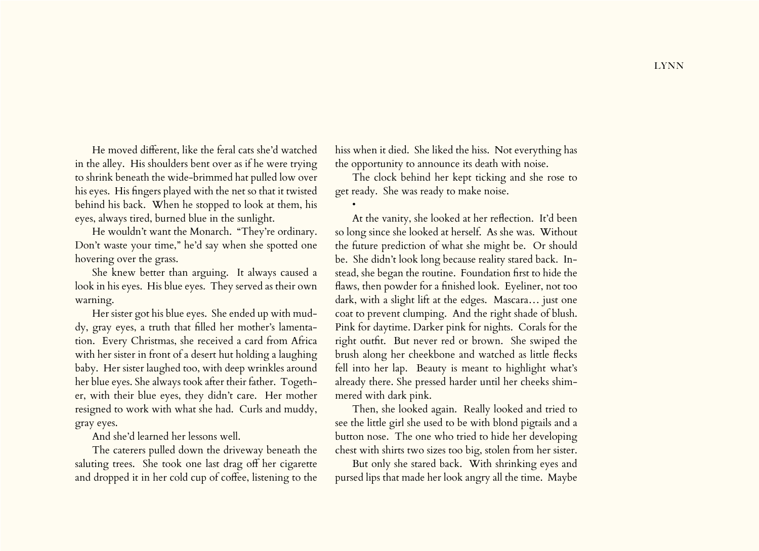He moved different, like the feral cats she'd watched in the alley. His shoulders bent over as if he were trying to shrink beneath the wide-brimmed hat pulled low over his eyes. His fingers played with the net so that it twisted behind his back. When he stopped to look at them, his eyes, always tired, burned blue in the sunlight.

He wouldn't want the Monarch. "They're ordinary. Don't waste your time," he'd say when she spotted one hovering over the grass.

She knew better than arguing. It always caused a look in his eyes. His blue eyes. They served as their own warning.

Her sister got his blue eyes. She ended up with muddy, gray eyes, a truth that filled her mother's lamentation. Every Christmas, she received a card from Africa with her sister in front of a desert hut holding a laughing baby. Her sister laughed too, with deep wrinkles around her blue eyes. She always took after their father. Together, with their blue eyes, they didn't care. Her mother resigned to work with what she had. Curls and muddy, gray eyes.

And she'd learned her lessons well.

The caterers pulled down the driveway beneath the saluting trees. She took one last drag off her cigarette and dropped it in her cold cup of coffee, listening to the hiss when it died. She liked the hiss. Not everything has the opportunity to announce its death with noise.

The clock behind her kept ticking and she rose to get ready. She was ready to make noise.

•

At the vanity, she looked at her reflection. It'd been so long since she looked at herself. As she was. Without the future prediction of what she might be. Or should be. She didn't look long because reality stared back. Instead, she began the routine. Foundation first to hide the flaws, then powder for a finished look. Eyeliner, not too dark, with a slight lift at the edges. Mascara… just one coat to prevent clumping. And the right shade of blush. Pink for daytime. Darker pink for nights. Corals for the right outfit. But never red or brown. She swiped the brush along her cheekbone and watched as little flecks fell into her lap. Beauty is meant to highlight what's already there. She pressed harder until her cheeks shimmered with dark pink.

Then, she looked again. Really looked and tried to see the little girl she used to be with blond pigtails and a button nose. The one who tried to hide her developing chest with shirts two sizes too big, stolen from her sister.

But only she stared back. With shrinking eyes and pursed lips that made her look angry all the time. Maybe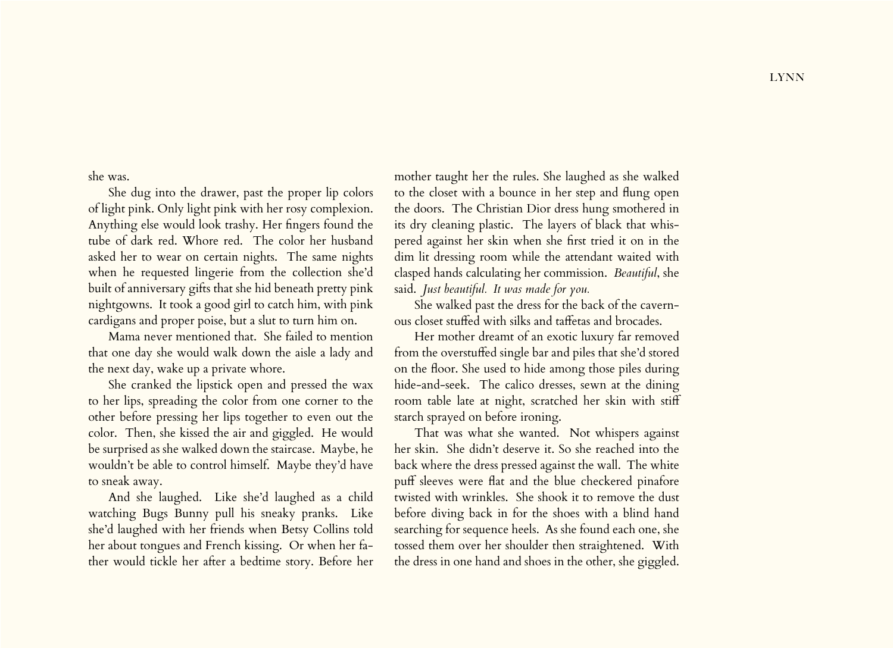she was.

She dug into the drawer, past the proper lip colors of light pink. Only light pink with her rosy complexion. Anything else would look trashy. Her fingers found the tube of dark red. Whore red. The color her husband asked her to wear on certain nights. The same nights when he requested lingerie from the collection she'd built of anniversary gifts that she hid beneath pretty pink nightgowns. It took a good girl to catch him, with pink cardigans and proper poise, but a slut to turn him on.

Mama never mentioned that. She failed to mention that one day she would walk down the aisle a lady and the next day, wake up a private whore.

She cranked the lipstick open and pressed the wax to her lips, spreading the color from one corner to the other before pressing her lips together to even out the color. Then, she kissed the air and giggled. He would be surprised as she walked down the staircase. Maybe, he wouldn't be able to control himself. Maybe they'd have to sneak away.

And she laughed. Like she'd laughed as a child watching Bugs Bunny pull his sneaky pranks. Like she'd laughed with her friends when Betsy Collins told her about tongues and French kissing. Or when her father would tickle her after a bedtime story. Before her mother taught her the rules. She laughed as she walked to the closet with a bounce in her step and flung open the doors. The Christian Dior dress hung smothered in its dry cleaning plastic. The layers of black that whispered against her skin when she first tried it on in the dim lit dressing room while the attendant waited with clasped hands calculating her commission. *Beautiful*, she said. *Just beautiful. It was made for you.*

She walked past the dress for the back of the cavernous closet stuffed with silks and taffetas and brocades.

Her mother dreamt of an exotic luxury far removed from the overstuffed single bar and piles that she'd stored on the floor. She used to hide among those piles during hide-and-seek. The calico dresses, sewn at the dining room table late at night, scratched her skin with stiff starch sprayed on before ironing.

That was what she wanted. Not whispers against her skin. She didn't deserve it. So she reached into the back where the dress pressed against the wall. The white puff sleeves were flat and the blue checkered pinafore twisted with wrinkles. She shook it to remove the dust before diving back in for the shoes with a blind hand searching for sequence heels. As she found each one, she tossed them over her shoulder then straightened. With the dress in one hand and shoes in the other, she giggled.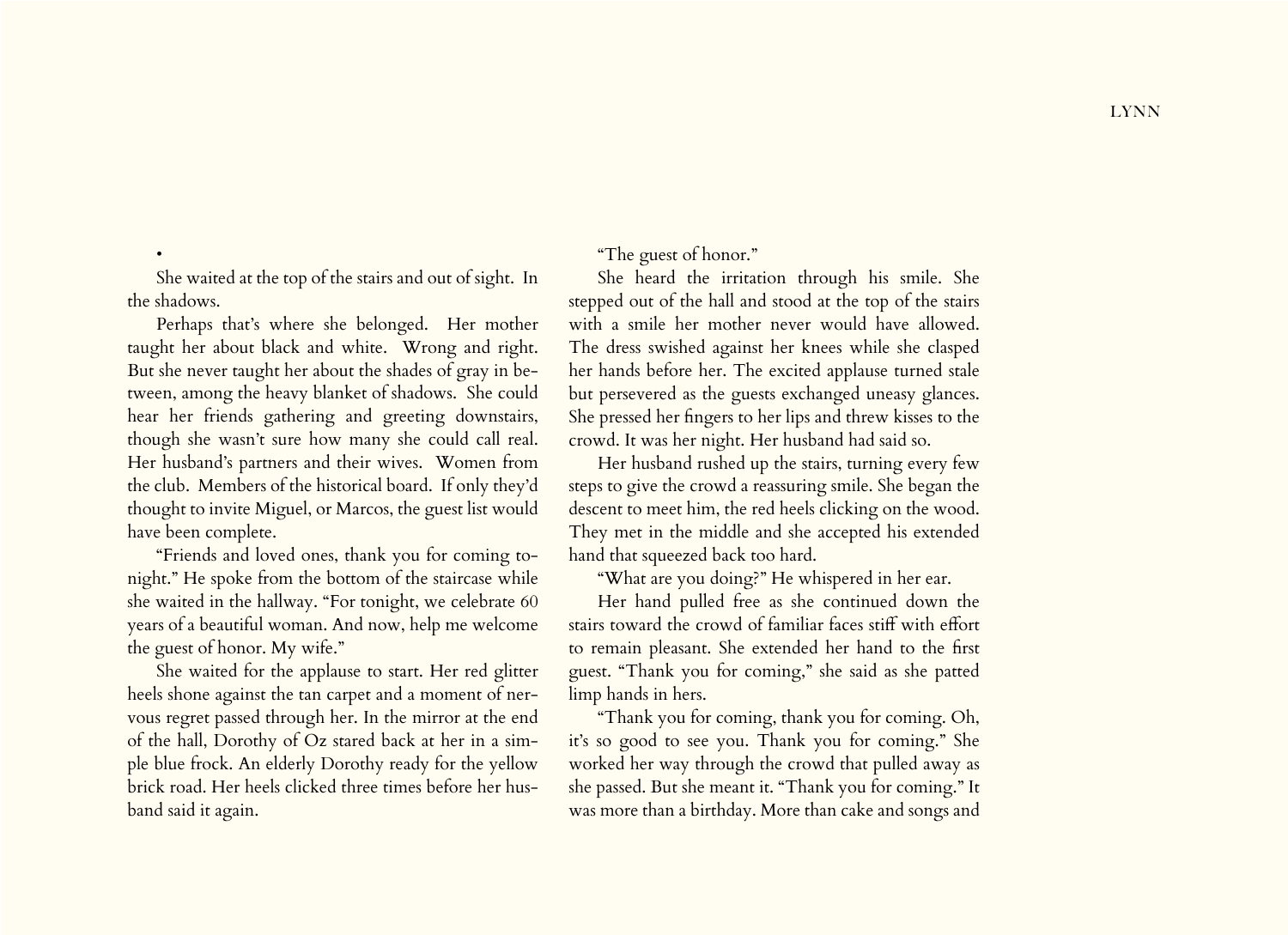•

She waited at the top of the stairs and out of sight. In the shadows.

Perhaps that's where she belonged. Her mother taught her about black and white. Wrong and right. But she never taught her about the shades of gray in between, among the heavy blanket of shadows. She could hear her friends gathering and greeting downstairs, though she wasn't sure how many she could call real. Her husband's partners and their wives. Women from the club. Members of the historical board. If only they'd thought to invite Miguel, or Marcos, the guest list would have been complete.

"Friends and loved ones, thank you for coming tonight." He spoke from the bottom of the staircase while she waited in the hallway. "For tonight, we celebrate 60 years of a beautiful woman. And now, help me welcome the guest of honor. My wife."

She waited for the applause to start. Her red glitter heels shone against the tan carpet and a moment of nervous regret passed through her. In the mirror at the end of the hall, Dorothy of Oz stared back at her in a simple blue frock. An elderly Dorothy ready for the yellow brick road. Her heels clicked three times before her husband said it again.

"The guest of honor."

She heard the irritation through his smile. She stepped out of the hall and stood at the top of the stairs with a smile her mother never would have allowed. The dress swished against her knees while she clasped her hands before her. The excited applause turned stale but persevered as the guests exchanged uneasy glances. She pressed her fingers to her lips and threw kisses to the crowd. It was her night. Her husband had said so.

Her husband rushed up the stairs, turning every few steps to give the crowd a reassuring smile. She began the descent to meet him, the red heels clicking on the wood. They met in the middle and she accepted his extended hand that squeezed back too hard.

"What are you doing?" He whispered in her ear.

Her hand pulled free as she continued down the stairs toward the crowd of familiar faces stiff with effort to remain pleasant. She extended her hand to the first guest. "Thank you for coming," she said as she patted limp hands in hers.

"Thank you for coming, thank you for coming. Oh, it's so good to see you. Thank you for coming." She worked her way through the crowd that pulled away as she passed. But she meant it. "Thank you for coming." It was more than a birthday. More than cake and songs and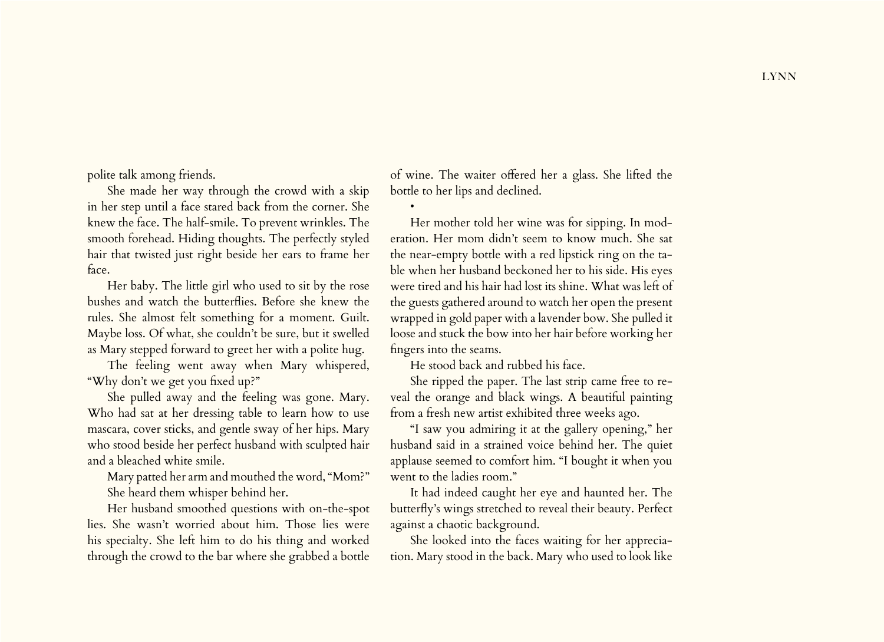polite talk among friends.

She made her way through the crowd with a skip in her step until a face stared back from the corner. She knew the face. The half-smile. To prevent wrinkles. The smooth forehead. Hiding thoughts. The perfectly styled hair that twisted just right beside her ears to frame her face.

Her baby. The little girl who used to sit by the rose bushes and watch the butterflies. Before she knew the rules. She almost felt something for a moment. Guilt. Maybe loss. Of what, she couldn't be sure, but it swelled as Mary stepped forward to greet her with a polite hug.

The feeling went away when Mary whispered, "Why don't we get you fixed up?"

She pulled away and the feeling was gone. Mary. Who had sat at her dressing table to learn how to use mascara, cover sticks, and gentle sway of her hips. Mary who stood beside her perfect husband with sculpted hair and a bleached white smile.

Mary patted her arm and mouthed the word, "Mom?"

She heard them whisper behind her.

Her husband smoothed questions with on-the-spot lies. She wasn't worried about him. Those lies were his specialty. She left him to do his thing and worked through the crowd to the bar where she grabbed a bottle of wine. The waiter offered her a glass. She lifted the bottle to her lips and declined.

•

Her mother told her wine was for sipping. In moderation. Her mom didn't seem to know much. She sat the near-empty bottle with a red lipstick ring on the table when her husband beckoned her to his side. His eyes were tired and his hair had lost its shine. What was left of the guests gathered around to watch her open the present wrapped in gold paper with a lavender bow. She pulled it loose and stuck the bow into her hair before working her fingers into the seams.

He stood back and rubbed his face.

She ripped the paper. The last strip came free to reveal the orange and black wings. A beautiful painting from a fresh new artist exhibited three weeks ago.

"I saw you admiring it at the gallery opening," her husband said in a strained voice behind her. The quiet applause seemed to comfort him. "I bought it when you went to the ladies room."

It had indeed caught her eye and haunted her. The butterfly's wings stretched to reveal their beauty. Perfect against a chaotic background.

She looked into the faces waiting for her appreciation. Mary stood in the back. Mary who used to look like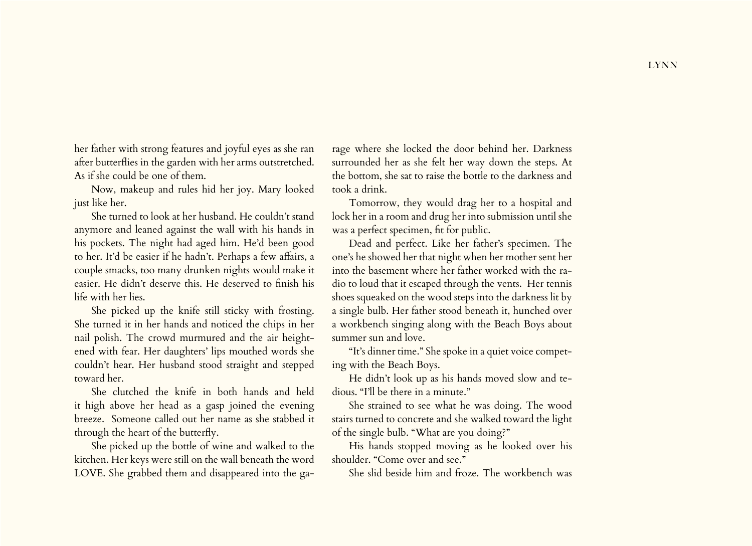her father with strong features and joyful eyes as she ran after butterflies in the garden with her arms outstretched. As if she could be one of them.

Now, makeup and rules hid her joy. Mary looked just like her.

She turned to look at her husband. He couldn't stand anymore and leaned against the wall with his hands in his pockets. The night had aged him. He'd been good to her. It'd be easier if he hadn't. Perhaps a few affairs, a couple smacks, too many drunken nights would make it easier. He didn't deserve this. He deserved to finish his life with her lies.

She picked up the knife still sticky with frosting. She turned it in her hands and noticed the chips in her nail polish. The crowd murmured and the air heightened with fear. Her daughters' lips mouthed words she couldn't hear. Her husband stood straight and stepped toward her.

She clutched the knife in both hands and held it high above her head as a gasp joined the evening breeze. Someone called out her name as she stabbed it through the heart of the butterfly.

She picked up the bottle of wine and walked to the kitchen. Her keys were still on the wall beneath the word LOVE. She grabbed them and disappeared into the garage where she locked the door behind her. Darkness surrounded her as she felt her way down the steps. At the bottom, she sat to raise the bottle to the darkness and took a drink.

Tomorrow, they would drag her to a hospital and lock her in a room and drug her into submission until she was a perfect specimen, fit for public.

Dead and perfect. Like her father's specimen. The one's he showed her that night when her mother sent her into the basement where her father worked with the radio to loud that it escaped through the vents. Her tennis shoes squeaked on the wood steps into the darkness lit by a single bulb. Her father stood beneath it, hunched over a workbench singing along with the Beach Boys about summer sun and love.

"It's dinner time." She spoke in a quiet voice competing with the Beach Boys.

He didn't look up as his hands moved slow and tedious. "I'll be there in a minute."

She strained to see what he was doing. The wood stairs turned to concrete and she walked toward the light of the single bulb. "What are you doing?"

His hands stopped moving as he looked over his shoulder. "Come over and see."

She slid beside him and froze. The workbench was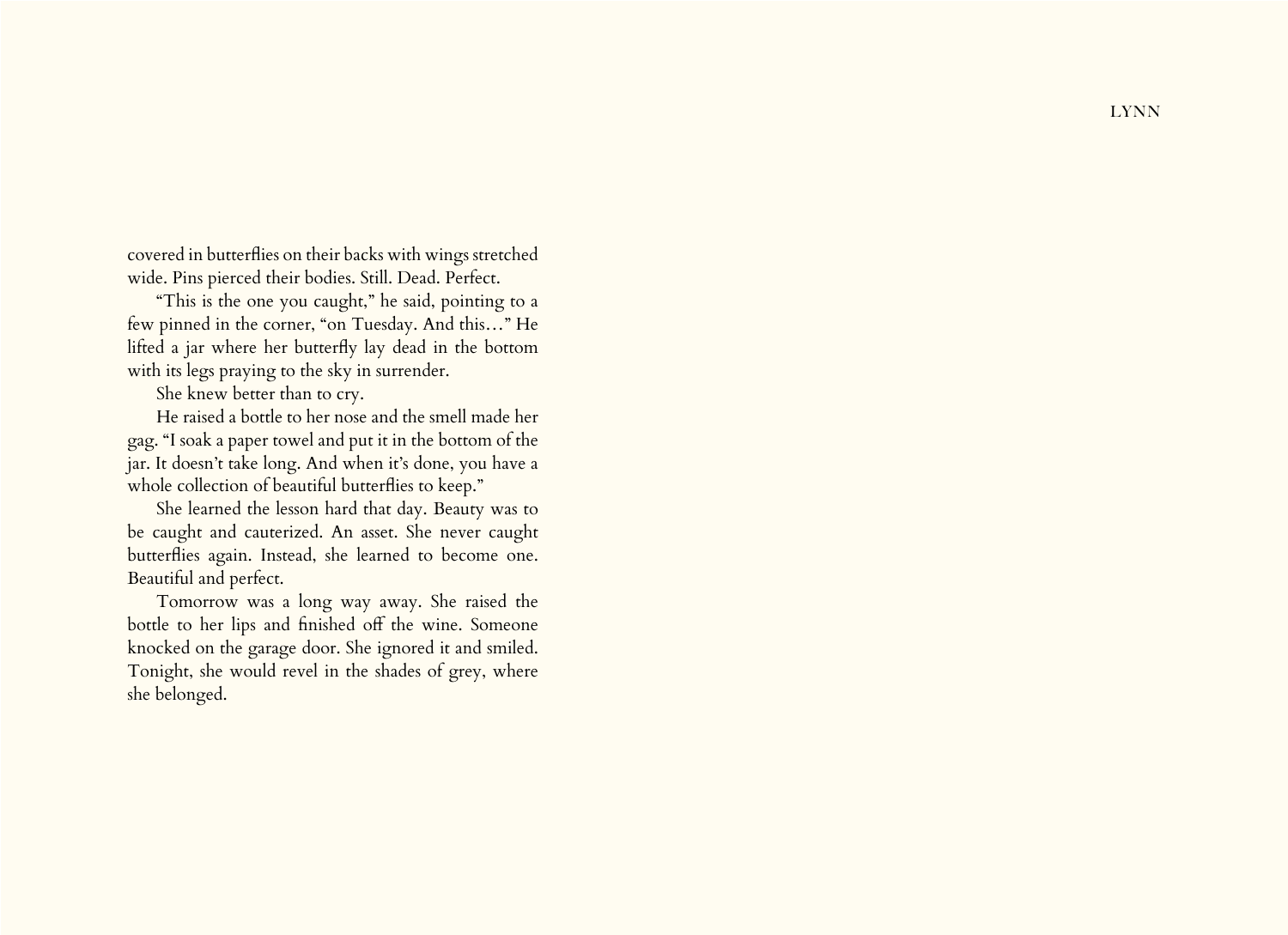covered in butterflies on their backs with wings stretched wide. Pins pierced their bodies. Still. Dead. Perfect.

"This is the one you caught," he said, pointing to a few pinned in the corner, "on Tuesday. And this…" He lifted a jar where her butterfly lay dead in the bottom with its legs praying to the sky in surrender.

She knew better than to cry.

He raised a bottle to her nose and the smell made her gag. "I soak a paper towel and put it in the bottom of the jar. It doesn't take long. And when it's done, you have a whole collection of beautiful butterflies to keep."

She learned the lesson hard that day. Beauty was to be caught and cauterized. An asset. She never caught butterflies again. Instead, she learned to become one. Beautiful and perfect.

Tomorrow was a long way away. She raised the bottle to her lips and finished off the wine. Someone knocked on the garage door. She ignored it and smiled. Tonight, she would revel in the shades of grey, where she belonged.